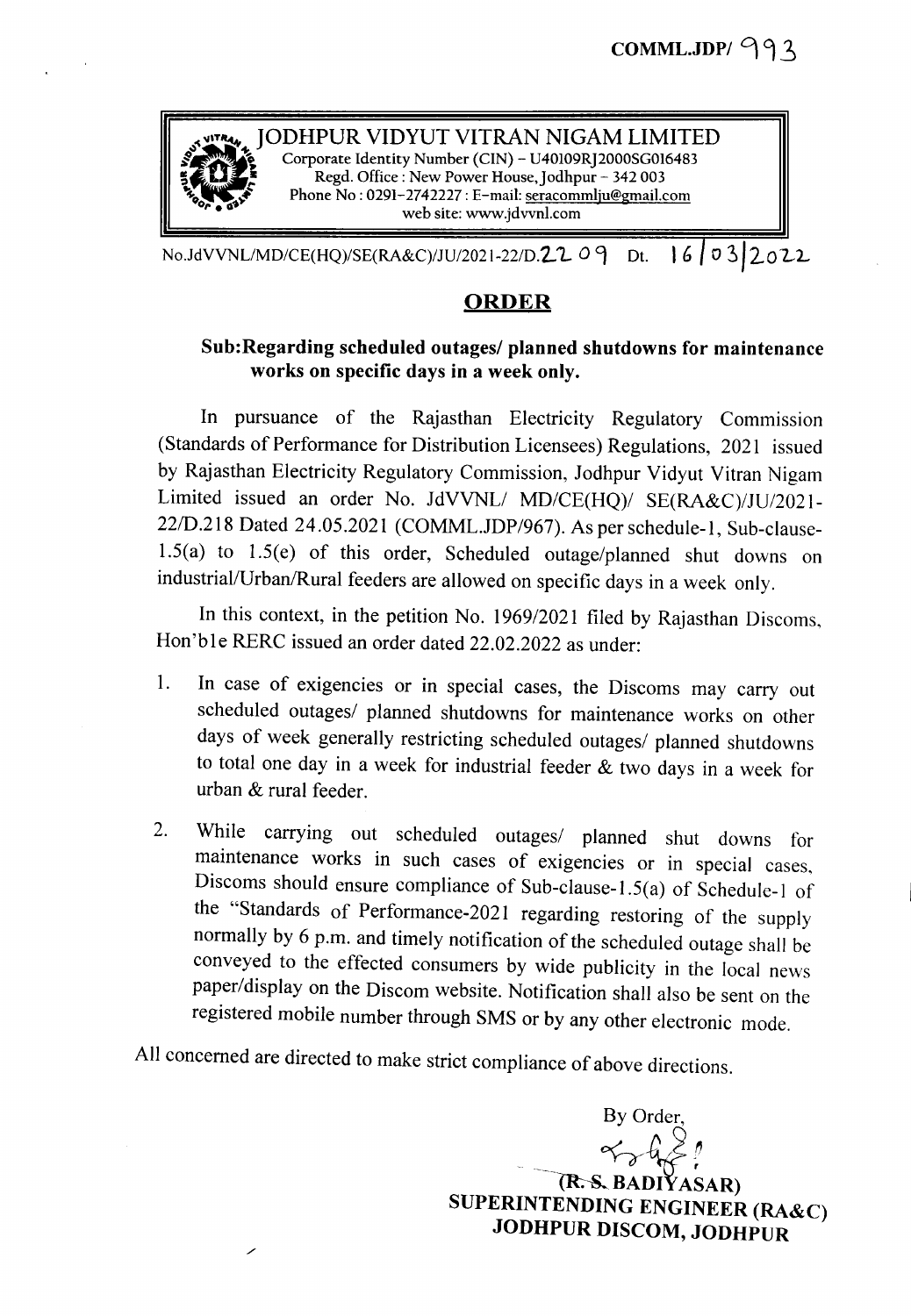COMML.JDP/ 993

# JODHPUR VIDYUT VITRAN NIGAM LIMITED

Corporate Identity Number (CIN) – U40109RJ2000SG016483
Regd. Office : New Power House, Jodhpur – 342 003
Phone No : 0291-2742227 : E-mail: seracommlju@gmail.com
web site: www.jdvvnl.com

No.JdVVNL/MD/CE(HQ)/SE(RA&C)/JU/2021-22/D.2209 Dt. 16/03/2022

## ORDER

**Sub:Regarding scheduled outages/ planned shutdowns for maintenance works on specific days in a week only.**

In pursuance of the Rajasthan Electricity Regulatory Commission (Standards of Performance for Distribution Licensees) Regulations, 2021 issued by Rajasthan Electricity Regulatory Commission, Jodhpur Vidyut Vitran Nigam Limited issued an order No. JdVVNL/ MD/CE(HQ)/ SE(RA&C)/JU/2021-22/D.218 Dated 24.05.2021 (COMML.JDP/967). As per schedule-1, Sub-clause-1.5(a) to 1.5(e) of this order, Scheduled outage/planned shut downs on industrial/Urban/Rural feeders are allowed on specific days in a week only.

In this context, in the petition No. 1969/2021 filed by Rajasthan Discoms, Hon'ble RERC issued an order dated 22.02.2022 as under:

1. In case of exigencies or in special cases, the Discoms may carry out scheduled outages/ planned shutdowns for maintenance works on other days of week generally restricting scheduled outages/ planned shutdowns to total one day in a week for industrial feeder & two days in a week for urban & rural feeder.
2. While carrying out scheduled outages/ planned shut downs for maintenance works in such cases of exigencies or in special cases, Discoms should ensure compliance of Sub-clause-1.5(a) of Schedule-1 of the "Standards of Performance-2021 regarding restoring of the supply normally by 6 p.m. and timely notification of the scheduled outage shall be conveyed to the effected consumers by wide publicity in the local news paper/display on the Discom website. Notification shall also be sent on the registered mobile number through SMS or by any other electronic mode.

All concerned are directed to make strict compliance of above directions.

By Order,

(R. S. BADIYASAR)
**SUPERINTENDING ENGINEER (RA&C)**
**JODHPUR DISCOM, JODHPUR**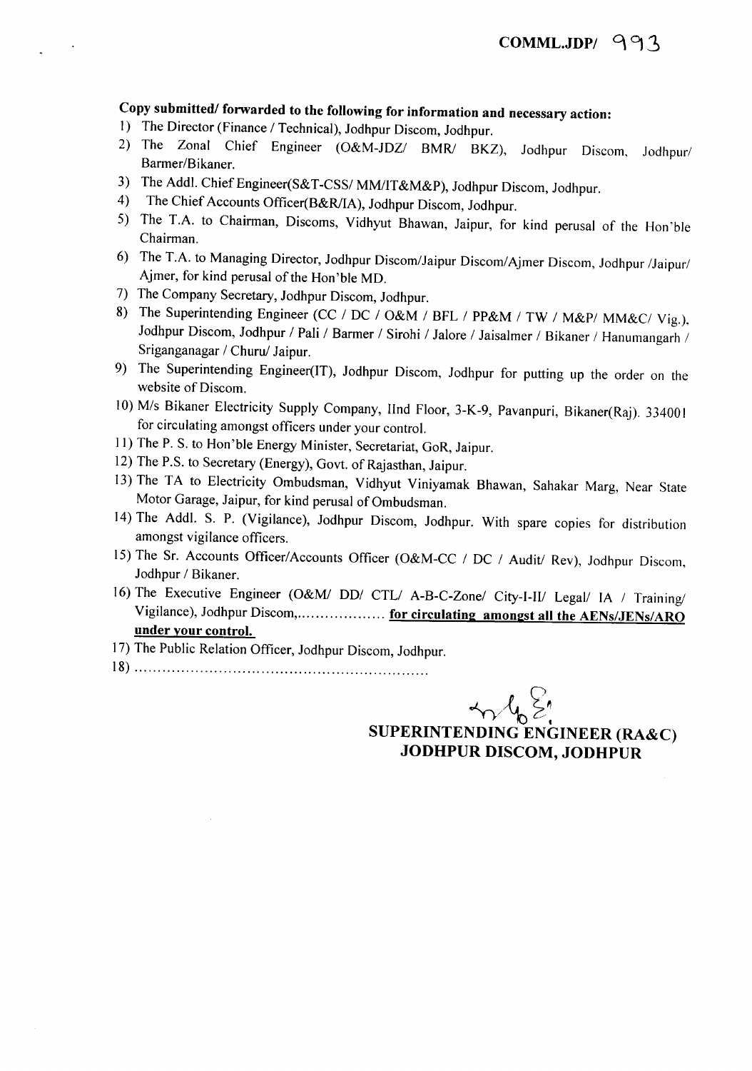COMML.JDP/ 993

**Copy submitted/ forwarded to the following for information and necessary action:**

1) The Director (Finance / Technical), Jodhpur Discom, Jodhpur.
2) The Zonal Chief Engineer (O&M-JDZ/ BMR/ BKZ), Jodhpur Discom, Jodhpur/ Barmer/Bikaner.
3) The Addl. Chief Engineer(S&T-CSS/ MM/IT&M&P), Jodhpur Discom, Jodhpur.
4) The Chief Accounts Officer(B&R/IA), Jodhpur Discom, Jodhpur.
5) The T.A. to Chairman, Discoms, Vidhyut Bhawan, Jaipur, for kind perusal of the Hon'ble Chairman.
6) The T.A. to Managing Director, Jodhpur Discom/Jaipur Discom/Ajmer Discom, Jodhpur /Jaipur/ Ajmer, for kind perusal of the Hon'ble MD.
7) The Company Secretary, Jodhpur Discom, Jodhpur.
8) The Superintending Engineer (CC / DC / O&M / BFL / PP&M / TW / M&P/ MM&C/ Vig.), Jodhpur Discom, Jodhpur / Pali / Barmer / Sirohi / Jalore / Jaisalmer / Bikaner / Hanumangarh / Sriganganagar / Churu/ Jaipur.
9) The Superintending Engineer(IT), Jodhpur Discom, Jodhpur for putting up the order on the website of Discom.
10) M/s Bikaner Electricity Supply Company, IInd Floor, 3-K-9, Pavanpuri, Bikaner(Raj). 334001 for circulating amongst officers under your control.
11) The P. S. to Hon'ble Energy Minister, Secretariat, GoR, Jaipur.
12) The P.S. to Secretary (Energy), Govt. of Rajasthan, Jaipur.
13) The TA to Electricity Ombudsman, Vidhyut Viniyamak Bhawan, Sahakar Marg, Near State Motor Garage, Jaipur, for kind perusal of Ombudsman.
14) The Addl. S. P. (Vigilance), Jodhpur Discom, Jodhpur. With spare copies for distribution amongst vigilance officers.
15) The Sr. Accounts Officer/Accounts Officer (O&M-CC / DC / Audit/ Rev), Jodhpur Discom, Jodhpur / Bikaner.
16) The Executive Engineer (O&M/ DD/ CTL/ A-B-C-Zone/ City-I-II/ Legal/ IA / Training/ Vigilance), Jodhpur Discom,.................... **for circulating amongst all the AENs/JENs/ARO under your control.**
17) The Public Relation Officer, Jodhpur Discom, Jodhpur.
18) ..............................................................

**SUPERINTENDING ENGINEER (RA&C)**
**JODHPUR DISCOM, JODHPUR**